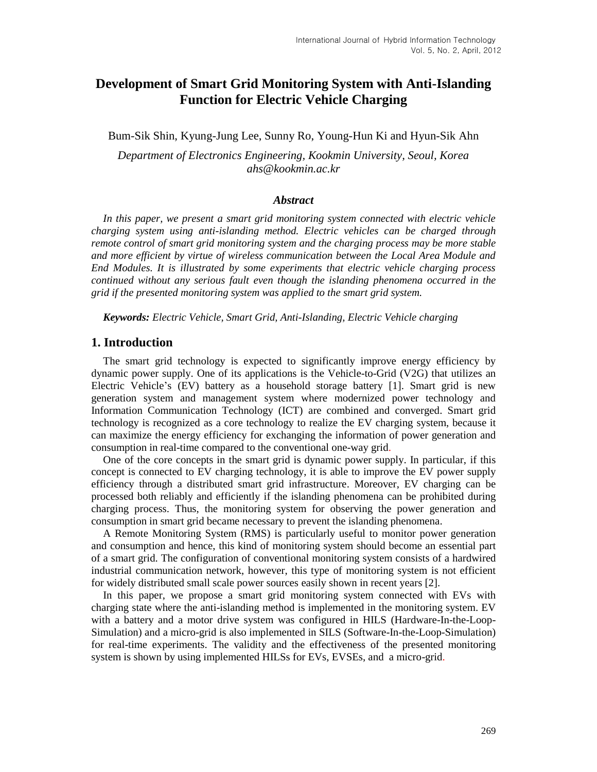# Development of Smart Grid Monitoring System with Anti-Islanding Function for Electric Vehicle Charging

Bum-Sik Shin, Kyung-Jung Lee, Sunny Ro, Young-Hun Ki and Hyun-Sik Ahn

*Department of Electronics Engineering, Kookmin University, Seoul, Korea*
*ahs@kookmin.ac.kr*

### *Abstract*

*In this paper, we present a smart grid monitoring system connected with electric vehicle charging system using anti-islanding method. Electric vehicles can be charged through remote control of smart grid monitoring system and the charging process may be more stable and more efficient by virtue of wireless communication between the Local Area Module and End Modules. It is illustrated by some experiments that electric vehicle charging process continued without any serious fault even though the islanding phenomena occurred in the grid if the presented monitoring system was applied to the smart grid system.*

***Keywords:*** *Electric Vehicle, Smart Grid, Anti-Islanding, Electric Vehicle charging*

## 1. Introduction

The smart grid technology is expected to significantly improve energy efficiency by dynamic power supply. One of its applications is the Vehicle-to-Grid (V2G) that utilizes an Electric Vehicle's (EV) battery as a household storage battery [1]. Smart grid is new generation system and management system where modernized power technology and Information Communication Technology (ICT) are combined and converged. Smart grid technology is recognized as a core technology to realize the EV charging system, because it can maximize the energy efficiency for exchanging the information of power generation and consumption in real-time compared to the conventional one-way grid.

One of the core concepts in the smart grid is dynamic power supply. In particular, if this concept is connected to EV charging technology, it is able to improve the EV power supply efficiency through a distributed smart grid infrastructure. Moreover, EV charging can be processed both reliably and efficiently if the islanding phenomena can be prohibited during charging process. Thus, the monitoring system for observing the power generation and consumption in smart grid became necessary to prevent the islanding phenomena.

A Remote Monitoring System (RMS) is particularly useful to monitor power generation and consumption and hence, this kind of monitoring system should become an essential part of a smart grid. The configuration of conventional monitoring system consists of a hardwired industrial communication network, however, this type of monitoring system is not efficient for widely distributed small scale power sources easily shown in recent years [2].

In this paper, we propose a smart grid monitoring system connected with EVs with charging state where the anti-islanding method is implemented in the monitoring system. EV with a battery and a motor drive system was configured in HILS (Hardware-In-the-Loop-Simulation) and a micro-grid is also implemented in SILS (Software-In-the-Loop-Simulation) for real-time experiments. The validity and the effectiveness of the presented monitoring system is shown by using implemented HILSs for EVs, EVSEs, and a micro-grid.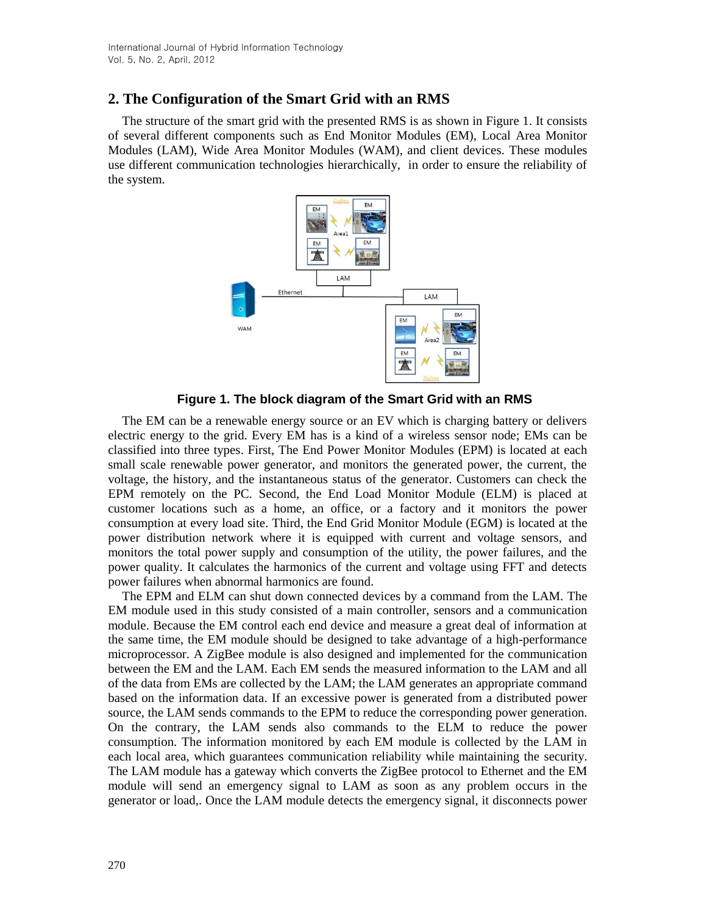## 2. The Configuration of the Smart Grid with an RMS

The structure of the smart grid with the presented RMS is as shown in Figure 1. It consists of several different components such as End Monitor Modules (EM), Local Area Monitor Modules (LAM), Wide Area Monitor Modules (WAM), and client devices. These modules use different communication technologies hierarchically, in order to ensure the reliability of the system.

**Figure 1. The block diagram of the Smart Grid with an RMS**

The EM can be a renewable energy source or an EV which is charging battery or delivers electric energy to the grid. Every EM has is a kind of a wireless sensor node; EMs can be classified into three types. First, The End Power Monitor Modules (EPM) is located at each small scale renewable power generator, and monitors the generated power, the current, the voltage, the history, and the instantaneous status of the generator. Customers can check the EPM remotely on the PC. Second, the End Load Monitor Module (ELM) is placed at customer locations such as a home, an office, or a factory and it monitors the power consumption at every load site. Third, the End Grid Monitor Module (EGM) is located at the power distribution network where it is equipped with current and voltage sensors, and monitors the total power supply and consumption of the utility, the power failures, and the power quality. It calculates the harmonics of the current and voltage using FFT and detects power failures when abnormal harmonics are found.

The EPM and ELM can shut down connected devices by a command from the LAM. The EM module used in this study consisted of a main controller, sensors and a communication module. Because the EM control each end device and measure a great deal of information at the same time, the EM module should be designed to take advantage of a high-performance microprocessor. A ZigBee module is also designed and implemented for the communication between the EM and the LAM. Each EM sends the measured information to the LAM and all of the data from EMs are collected by the LAM; the LAM generates an appropriate command based on the information data. If an excessive power is generated from a distributed power source, the LAM sends commands to the EPM to reduce the corresponding power generation. On the contrary, the LAM sends also commands to the ELM to reduce the power consumption. The information monitored by each EM module is collected by the LAM in each local area, which guarantees communication reliability while maintaining the security. The LAM module has a gateway which converts the ZigBee protocol to Ethernet and the EM module will send an emergency signal to LAM as soon as any problem occurs in the generator or load,. Once the LAM module detects the emergency signal, it disconnects power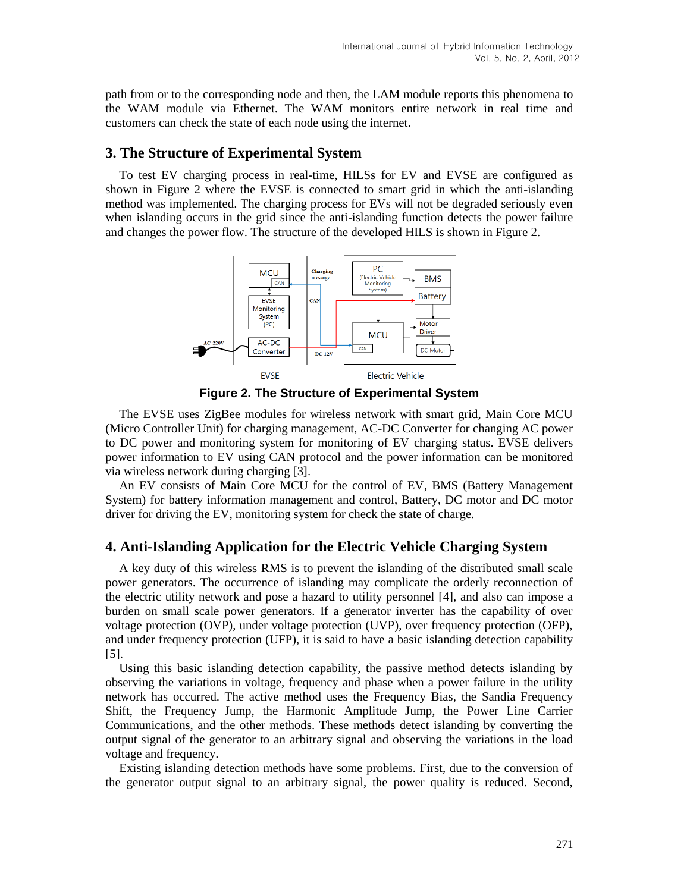path from or to the corresponding node and then, the LAM module reports this phenomena to the WAM module via Ethernet. The WAM monitors entire network in real time and customers can check the state of each node using the internet.

## 3. The Structure of Experimental System

To test EV charging process in real-time, HILSs for EV and EVSE are configured as shown in Figure 2 where the EVSE is connected to smart grid in which the anti-islanding method was implemented. The charging process for EVs will not be degraded seriously even when islanding occurs in the grid since the anti-islanding function detects the power failure and changes the power flow. The structure of the developed HILS is shown in Figure 2.

**Figure 2. The Structure of Experimental System**

The EVSE uses ZigBee modules for wireless network with smart grid, Main Core MCU (Micro Controller Unit) for charging management, AC-DC Converter for changing AC power to DC power and monitoring system for monitoring of EV charging status. EVSE delivers power information to EV using CAN protocol and the power information can be monitored via wireless network during charging [3].

An EV consists of Main Core MCU for the control of EV, BMS (Battery Management System) for battery information management and control, Battery, DC motor and DC motor driver for driving the EV, monitoring system for check the state of charge.

## 4. Anti-Islanding Application for the Electric Vehicle Charging System

A key duty of this wireless RMS is to prevent the islanding of the distributed small scale power generators. The occurrence of islanding may complicate the orderly reconnection of the electric utility network and pose a hazard to utility personnel [4], and also can impose a burden on small scale power generators. If a generator inverter has the capability of over voltage protection (OVP), under voltage protection (UVP), over frequency protection (OFP), and under frequency protection (UFP), it is said to have a basic islanding detection capability [5].

Using this basic islanding detection capability, the passive method detects islanding by observing the variations in voltage, frequency and phase when a power failure in the utility network has occurred. The active method uses the Frequency Bias, the Sandia Frequency Shift, the Frequency Jump, the Harmonic Amplitude Jump, the Power Line Carrier Communications, and the other methods. These methods detect islanding by converting the output signal of the generator to an arbitrary signal and observing the variations in the load voltage and frequency.

Existing islanding detection methods have some problems. First, due to the conversion of the generator output signal to an arbitrary signal, the power quality is reduced. Second,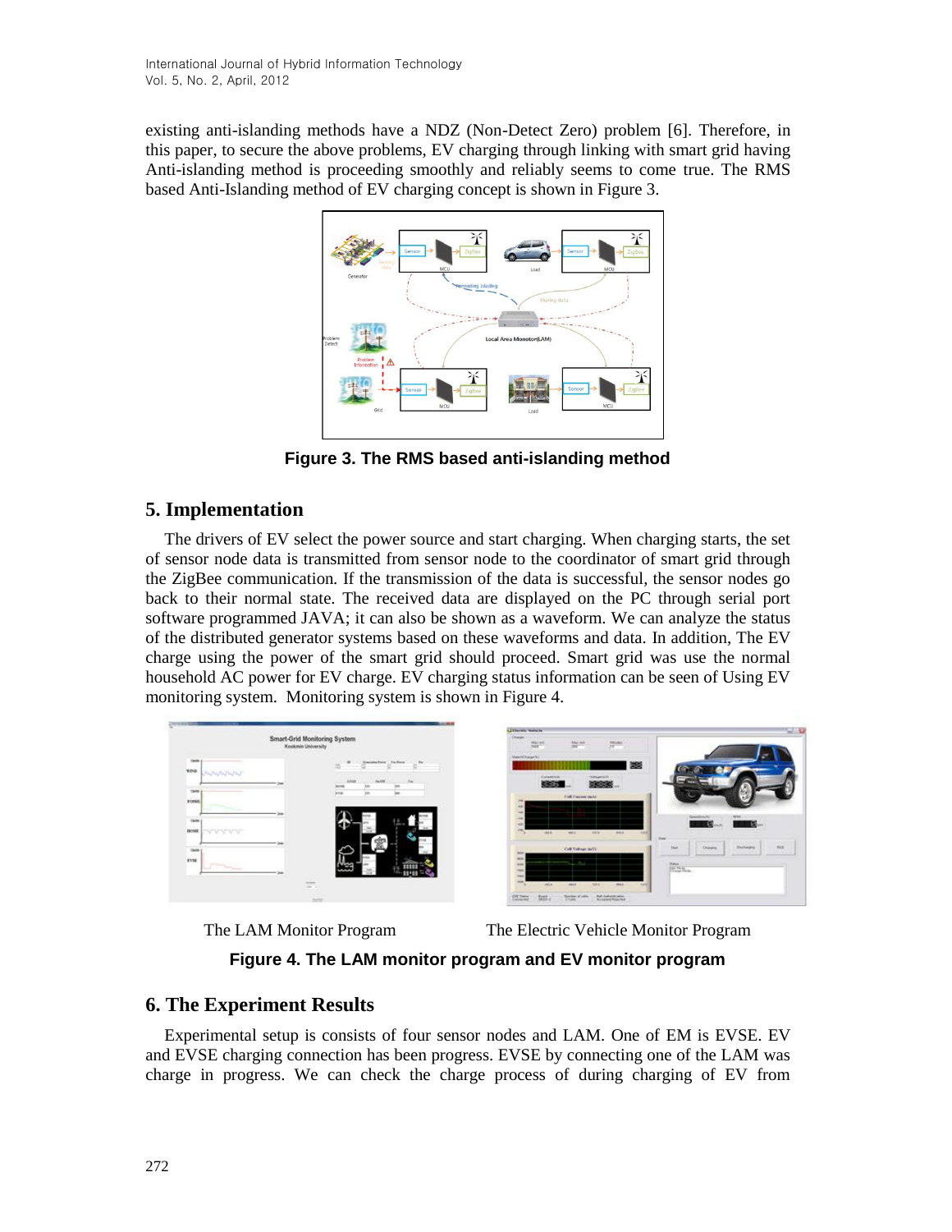existing anti-islanding methods have a NDZ (Non-Detect Zero) problem [6]. Therefore, in this paper, to secure the above problems, EV charging through linking with smart grid having Anti-islanding method is proceeding smoothly and reliably seems to come true. The RMS based Anti-Islanding method of EV charging concept is shown in Figure 3.

**Figure 3. The RMS based anti-islanding method**

## 5. Implementation

The drivers of EV select the power source and start charging. When charging starts, the set of sensor node data is transmitted from sensor node to the coordinator of smart grid through the ZigBee communication. If the transmission of the data is successful, the sensor nodes go back to their normal state. The received data are displayed on the PC through serial port software programmed JAVA; it can also be shown as a waveform. We can analyze the status of the distributed generator systems based on these waveforms and data. In addition, The EV charge using the power of the smart grid should proceed. Smart grid was use the normal household AC power for EV charge. EV charging status information can be seen of Using EV monitoring system. Monitoring system is shown in Figure 4.

The LAM Monitor Program — The Electric Vehicle Monitor Program

**Figure 4. The LAM monitor program and EV monitor program**

## 6. The Experiment Results

Experimental setup is consists of four sensor nodes and LAM. One of EM is EVSE. EV and EVSE charging connection has been progress. EVSE by connecting one of the LAM was charge in progress. We can check the charge process of during charging of EV from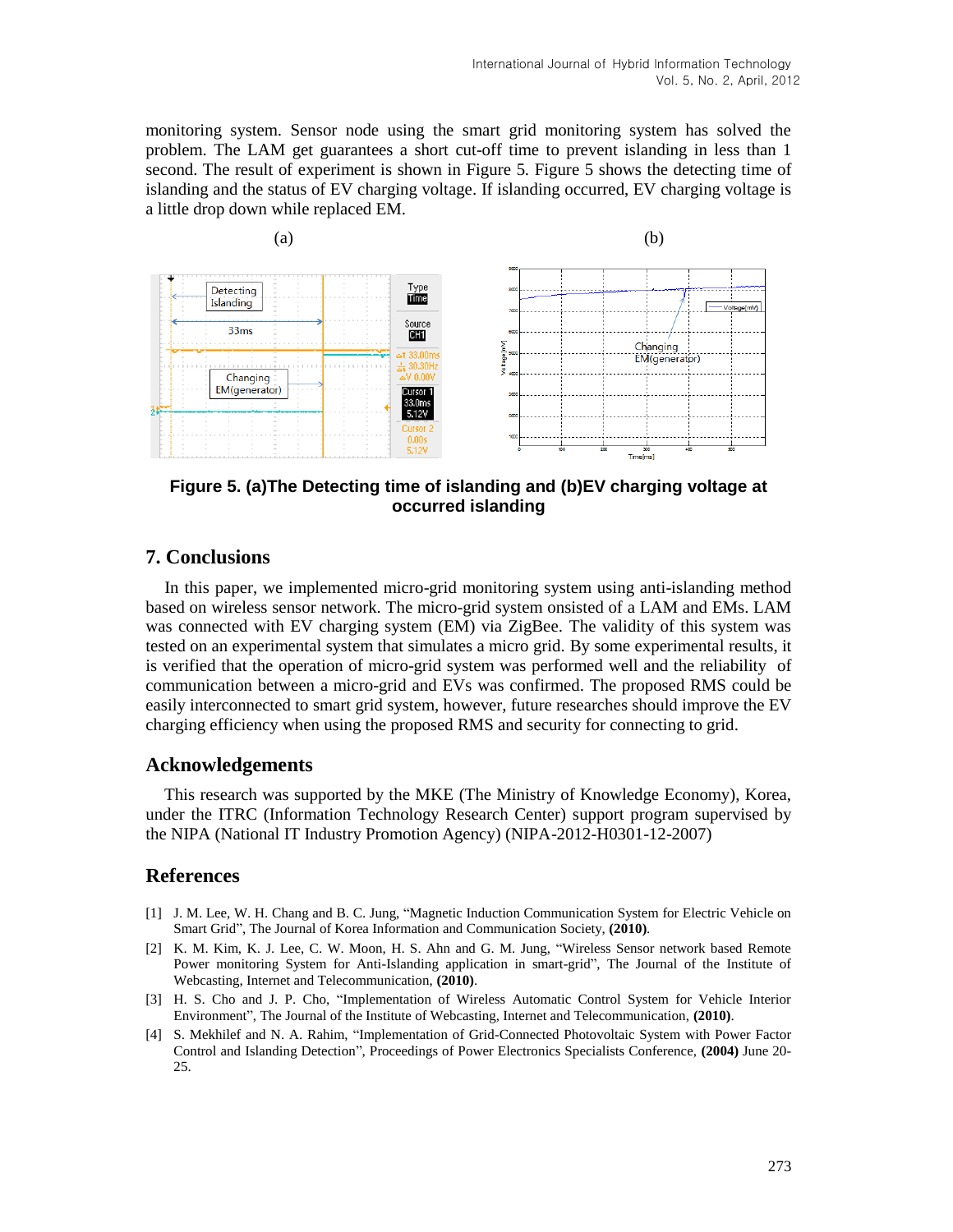monitoring system. Sensor node using the smart grid monitoring system has solved the problem. The LAM get guarantees a short cut-off time to prevent islanding in less than 1 second. The result of experiment is shown in Figure 5. Figure 5 shows the detecting time of islanding and the status of EV charging voltage. If islanding occurred, EV charging voltage is a little drop down while replaced EM.

(a) (b)

**Figure 5. (a)The Detecting time of islanding and (b)EV charging voltage at occurred islanding**

## 7. Conclusions

In this paper, we implemented micro-grid monitoring system using anti-islanding method based on wireless sensor network. The micro-grid system onsisted of a LAM and EMs. LAM was connected with EV charging system (EM) via ZigBee. The validity of this system was tested on an experimental system that simulates a micro grid. By some experimental results, it is verified that the operation of micro-grid system was performed well and the reliability of communication between a micro-grid and EVs was confirmed. The proposed RMS could be easily interconnected to smart grid system, however, future researches should improve the EV charging efficiency when using the proposed RMS and security for connecting to grid.

## Acknowledgements

This research was supported by the MKE (The Ministry of Knowledge Economy), Korea, under the ITRC (Information Technology Research Center) support program supervised by the NIPA (National IT Industry Promotion Agency) (NIPA-2012-H0301-12-2007)

## References

[1] J. M. Lee, W. H. Chang and B. C. Jung, "Magnetic Induction Communication System for Electric Vehicle on Smart Grid", The Journal of Korea Information and Communication Society, **(2010)**.

[2] K. M. Kim, K. J. Lee, C. W. Moon, H. S. Ahn and G. M. Jung, "Wireless Sensor network based Remote Power monitoring System for Anti-Islanding application in smart-grid", The Journal of the Institute of Webcasting, Internet and Telecommunication, **(2010)**.

[3] H. S. Cho and J. P. Cho, "Implementation of Wireless Automatic Control System for Vehicle Interior Environment", The Journal of the Institute of Webcasting, Internet and Telecommunication, **(2010)**.

[4] S. Mekhilef and N. A. Rahim, "Implementation of Grid-Connected Photovoltaic System with Power Factor Control and Islanding Detection", Proceedings of Power Electronics Specialists Conference, **(2004)** June 20-25.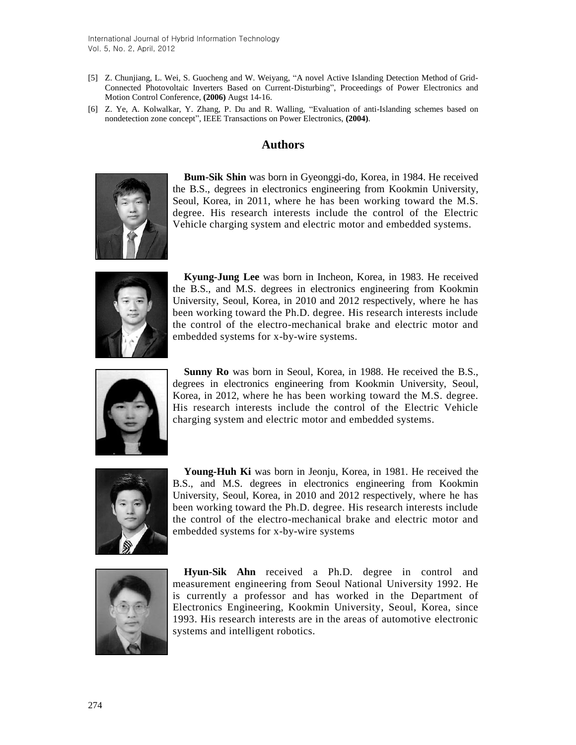[5] Z. Chunjiang, L. Wei, S. Guocheng and W. Weiyang, "A novel Active Islanding Detection Method of Grid-Connected Photovoltaic Inverters Based on Current-Disturbing", Proceedings of Power Electronics and Motion Control Conference, **(2006)** Augst 14-16.

[6] Z. Ye, A. Kolwalkar, Y. Zhang, P. Du and R. Walling, "Evaluation of anti-Islanding schemes based on nondetection zone concept", IEEE Transactions on Power Electronics, **(2004)**.

## Authors

**Bum-Sik Shin** was born in Gyeonggi-do, Korea, in 1984. He received the B.S., degrees in electronics engineering from Kookmin University, Seoul, Korea, in 2011, where he has been working toward the M.S. degree. His research interests include the control of the Electric Vehicle charging system and electric motor and embedded systems.

**Kyung-Jung Lee** was born in Incheon, Korea, in 1983. He received the B.S., and M.S. degrees in electronics engineering from Kookmin University, Seoul, Korea, in 2010 and 2012 respectively, where he has been working toward the Ph.D. degree. His research interests include the control of the electro-mechanical brake and electric motor and embedded systems for x-by-wire systems.

**Sunny Ro** was born in Seoul, Korea, in 1988. He received the B.S., degrees in electronics engineering from Kookmin University, Seoul, Korea, in 2012, where he has been working toward the M.S. degree. His research interests include the control of the Electric Vehicle charging system and electric motor and embedded systems.

**Young-Huh Ki** was born in Jeonju, Korea, in 1981. He received the B.S., and M.S. degrees in electronics engineering from Kookmin University, Seoul, Korea, in 2010 and 2012 respectively, where he has been working toward the Ph.D. degree. His research interests include the control of the electro-mechanical brake and electric motor and embedded systems for x-by-wire systems

**Hyun-Sik Ahn** received a Ph.D. degree in control and measurement engineering from Seoul National University 1992. He is currently a professor and has worked in the Department of Electronics Engineering, Kookmin University, Seoul, Korea, since 1993. His research interests are in the areas of automotive electronic systems and intelligent robotics.